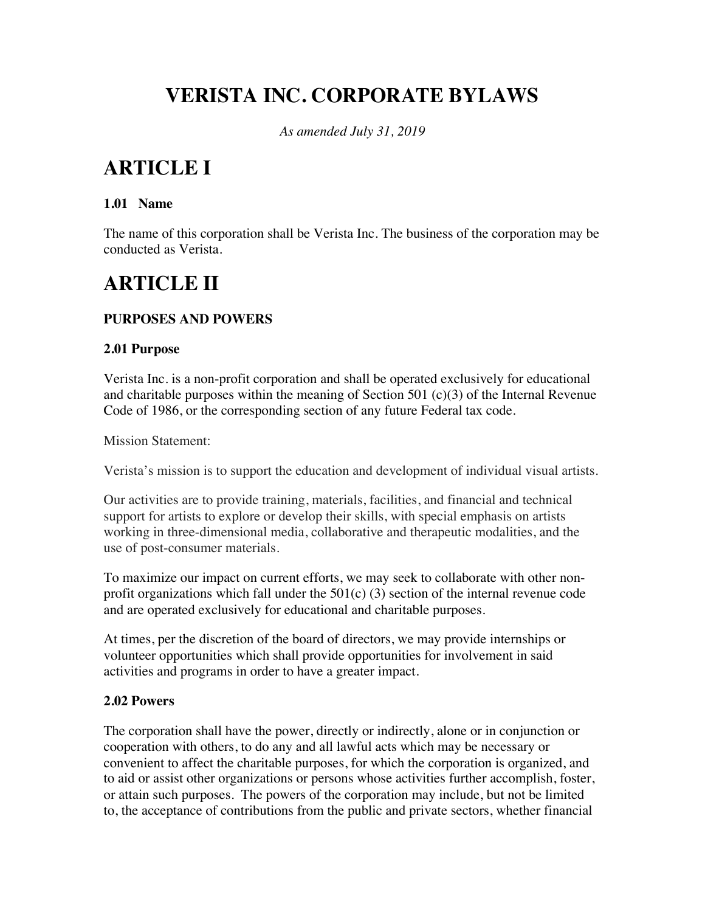# VERISTA INC. CORPORATE BYLAWS

*As amended July 31, 2019*

# ARTICLE I

### 1.01 Name

The name of this corporation shall be Verista Inc. The business of the corporation may be conducted as Verista.

# ARTICLE II

### PURPOSES AND POWERS

### 2.01 Purpose

Verista Inc. is a non-profit corporation and shall be operated exclusively for educational and charitable purposes within the meaning of Section 501 (c)(3) of the Internal Revenue Code of 1986, or the corresponding section of any future Federal tax code.

Mission Statement:

Verista's mission is to support the education and development of individual visual artists.

Our activities are to provide training, materials, facilities, and financial and technical support for artists to explore or develop their skills, with special emphasis on artists working in three-dimensional media, collaborative and therapeutic modalities, and the use of post-consumer materials.

To maximize our impact on current efforts, we may seek to collaborate with other non-profit organizations which fall under the 501(c) (3) section of the internal revenue code and are operated exclusively for educational and charitable purposes.

At times, per the discretion of the board of directors, we may provide internships or volunteer opportunities which shall provide opportunities for involvement in said activities and programs in order to have a greater impact.

### 2.02 Powers

The corporation shall have the power, directly or indirectly, alone or in conjunction or cooperation with others, to do any and all lawful acts which may be necessary or convenient to affect the charitable purposes, for which the corporation is organized, and to aid or assist other organizations or persons whose activities further accomplish, foster, or attain such purposes. The powers of the corporation may include, but not be limited to, the acceptance of contributions from the public and private sectors, whether financial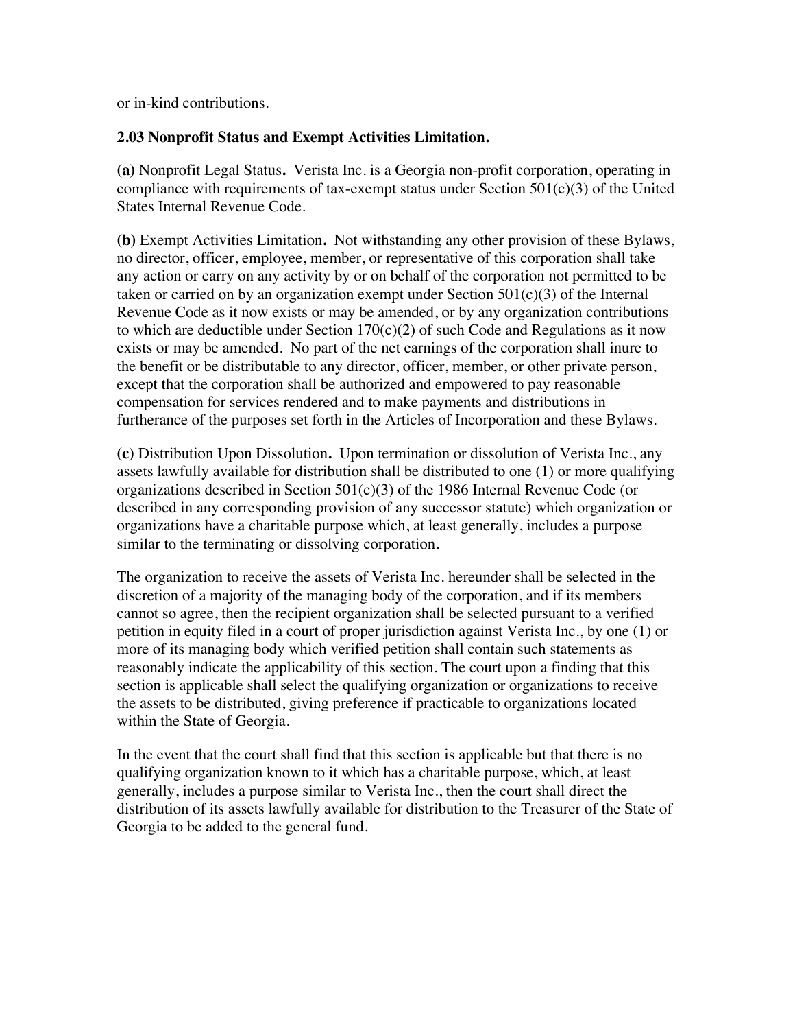or in-kind contributions.

**2.03 Nonprofit Status and Exempt Activities Limitation.**

**(a)** Nonprofit Legal Status**.** Verista Inc. is a Georgia non-profit corporation, operating in compliance with requirements of tax-exempt status under Section 501(c)(3) of the United States Internal Revenue Code.

**(b)** Exempt Activities Limitation**.** Not withstanding any other provision of these Bylaws, no director, officer, employee, member, or representative of this corporation shall take any action or carry on any activity by or on behalf of the corporation not permitted to be taken or carried on by an organization exempt under Section 501(c)(3) of the Internal Revenue Code as it now exists or may be amended, or by any organization contributions to which are deductible under Section 170(c)(2) of such Code and Regulations as it now exists or may be amended. No part of the net earnings of the corporation shall inure to the benefit or be distributable to any director, officer, member, or other private person, except that the corporation shall be authorized and empowered to pay reasonable compensation for services rendered and to make payments and distributions in furtherance of the purposes set forth in the Articles of Incorporation and these Bylaws.

**(c)** Distribution Upon Dissolution**.** Upon termination or dissolution of Verista Inc., any assets lawfully available for distribution shall be distributed to one (1) or more qualifying organizations described in Section 501(c)(3) of the 1986 Internal Revenue Code (or described in any corresponding provision of any successor statute) which organization or organizations have a charitable purpose which, at least generally, includes a purpose similar to the terminating or dissolving corporation.

The organization to receive the assets of Verista Inc. hereunder shall be selected in the discretion of a majority of the managing body of the corporation, and if its members cannot so agree, then the recipient organization shall be selected pursuant to a verified petition in equity filed in a court of proper jurisdiction against Verista Inc., by one (1) or more of its managing body which verified petition shall contain such statements as reasonably indicate the applicability of this section. The court upon a finding that this section is applicable shall select the qualifying organization or organizations to receive the assets to be distributed, giving preference if practicable to organizations located within the State of Georgia.

In the event that the court shall find that this section is applicable but that there is no qualifying organization known to it which has a charitable purpose, which, at least generally, includes a purpose similar to Verista Inc., then the court shall direct the distribution of its assets lawfully available for distribution to the Treasurer of the State of Georgia to be added to the general fund.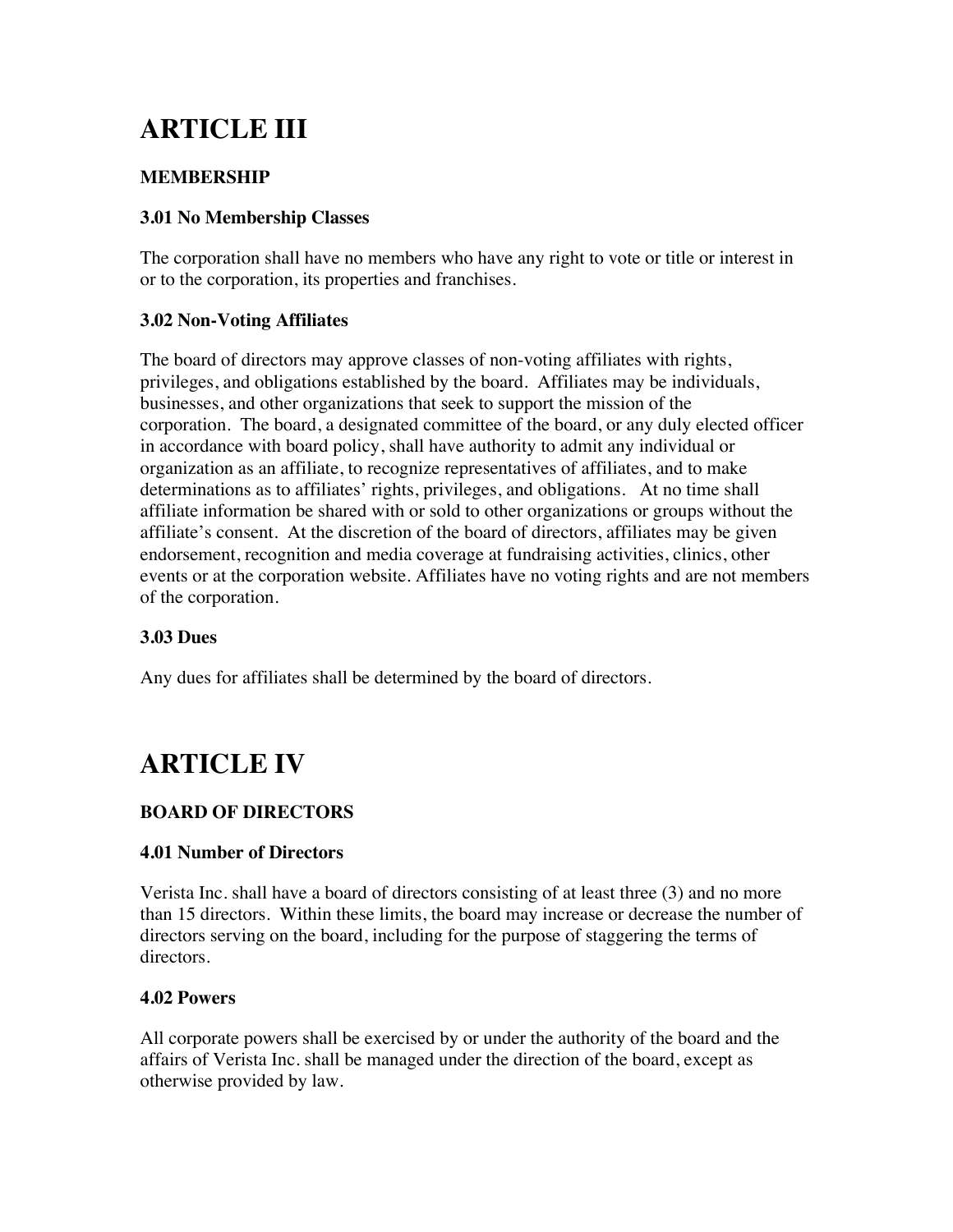# ARTICLE III

### MEMBERSHIP

### 3.01 No Membership Classes

The corporation shall have no members who have any right to vote or title or interest in or to the corporation, its properties and franchises.

### 3.02 Non-Voting Affiliates

The board of directors may approve classes of non-voting affiliates with rights, privileges, and obligations established by the board. Affiliates may be individuals, businesses, and other organizations that seek to support the mission of the corporation. The board, a designated committee of the board, or any duly elected officer in accordance with board policy, shall have authority to admit any individual or organization as an affiliate, to recognize representatives of affiliates, and to make determinations as to affiliates' rights, privileges, and obligations. At no time shall affiliate information be shared with or sold to other organizations or groups without the affiliate's consent. At the discretion of the board of directors, affiliates may be given endorsement, recognition and media coverage at fundraising activities, clinics, other events or at the corporation website. Affiliates have no voting rights and are not members of the corporation.

### 3.03 Dues

Any dues for affiliates shall be determined by the board of directors.

# ARTICLE IV

### BOARD OF DIRECTORS

### 4.01 Number of Directors

Verista Inc. shall have a board of directors consisting of at least three (3) and no more than 15 directors. Within these limits, the board may increase or decrease the number of directors serving on the board, including for the purpose of staggering the terms of directors.

### 4.02 Powers

All corporate powers shall be exercised by or under the authority of the board and the affairs of Verista Inc. shall be managed under the direction of the board, except as otherwise provided by law.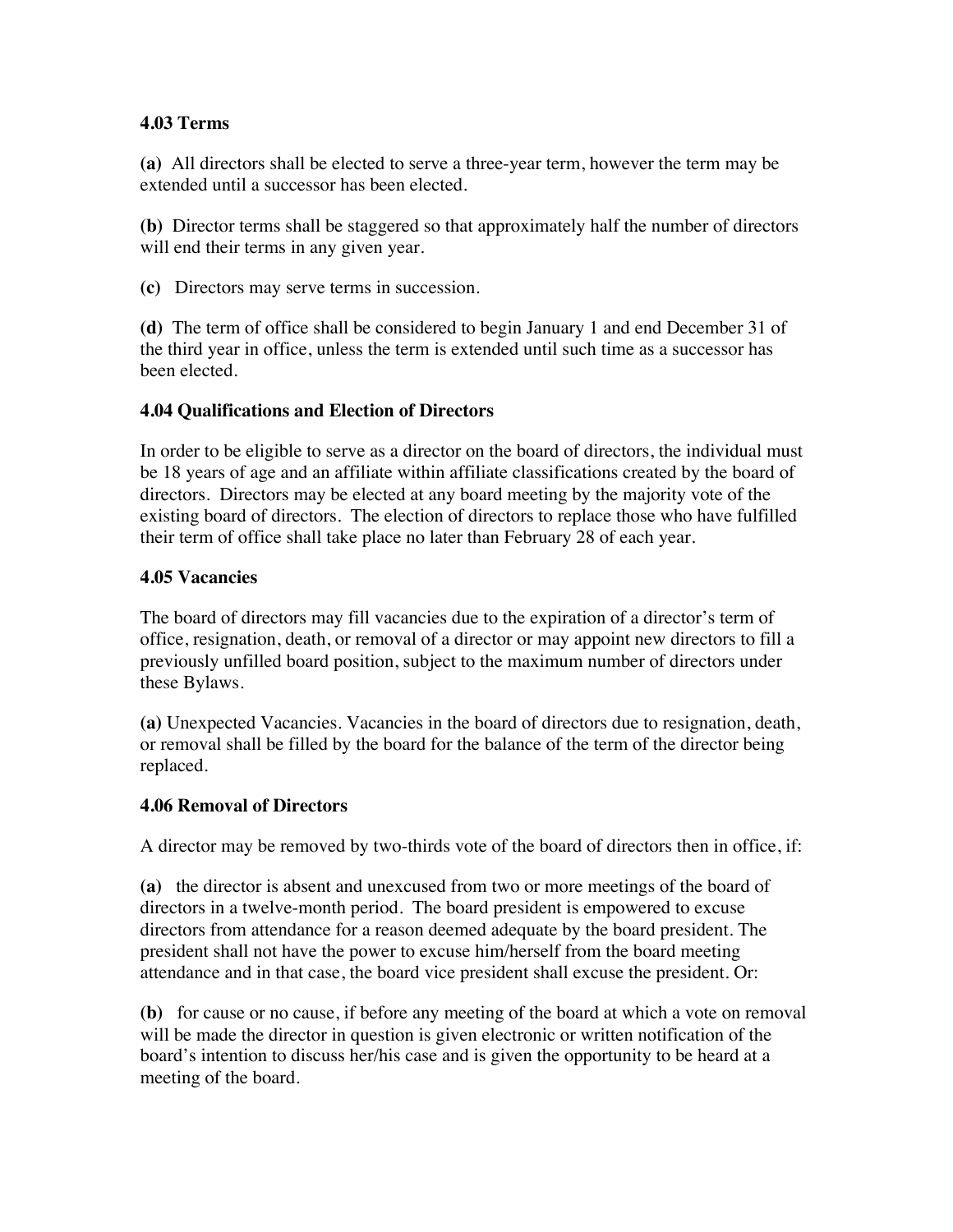### 4.03 Terms

**(a)** All directors shall be elected to serve a three-year term, however the term may be extended until a successor has been elected.

**(b)** Director terms shall be staggered so that approximately half the number of directors will end their terms in any given year.

**(c)** Directors may serve terms in succession.

**(d)** The term of office shall be considered to begin January 1 and end December 31 of the third year in office, unless the term is extended until such time as a successor has been elected.

### 4.04 Qualifications and Election of Directors

In order to be eligible to serve as a director on the board of directors, the individual must be 18 years of age and an affiliate within affiliate classifications created by the board of directors. Directors may be elected at any board meeting by the majority vote of the existing board of directors. The election of directors to replace those who have fulfilled their term of office shall take place no later than February 28 of each year.

### 4.05 Vacancies

The board of directors may fill vacancies due to the expiration of a director's term of office, resignation, death, or removal of a director or may appoint new directors to fill a previously unfilled board position, subject to the maximum number of directors under these Bylaws.

**(a)** Unexpected Vacancies. Vacancies in the board of directors due to resignation, death, or removal shall be filled by the board for the balance of the term of the director being replaced.

### 4.06 Removal of Directors

A director may be removed by two-thirds vote of the board of directors then in office, if:

**(a)** the director is absent and unexcused from two or more meetings of the board of directors in a twelve-month period. The board president is empowered to excuse directors from attendance for a reason deemed adequate by the board president. The president shall not have the power to excuse him/herself from the board meeting attendance and in that case, the board vice president shall excuse the president. Or:

**(b)** for cause or no cause, if before any meeting of the board at which a vote on removal will be made the director in question is given electronic or written notification of the board's intention to discuss her/his case and is given the opportunity to be heard at a meeting of the board.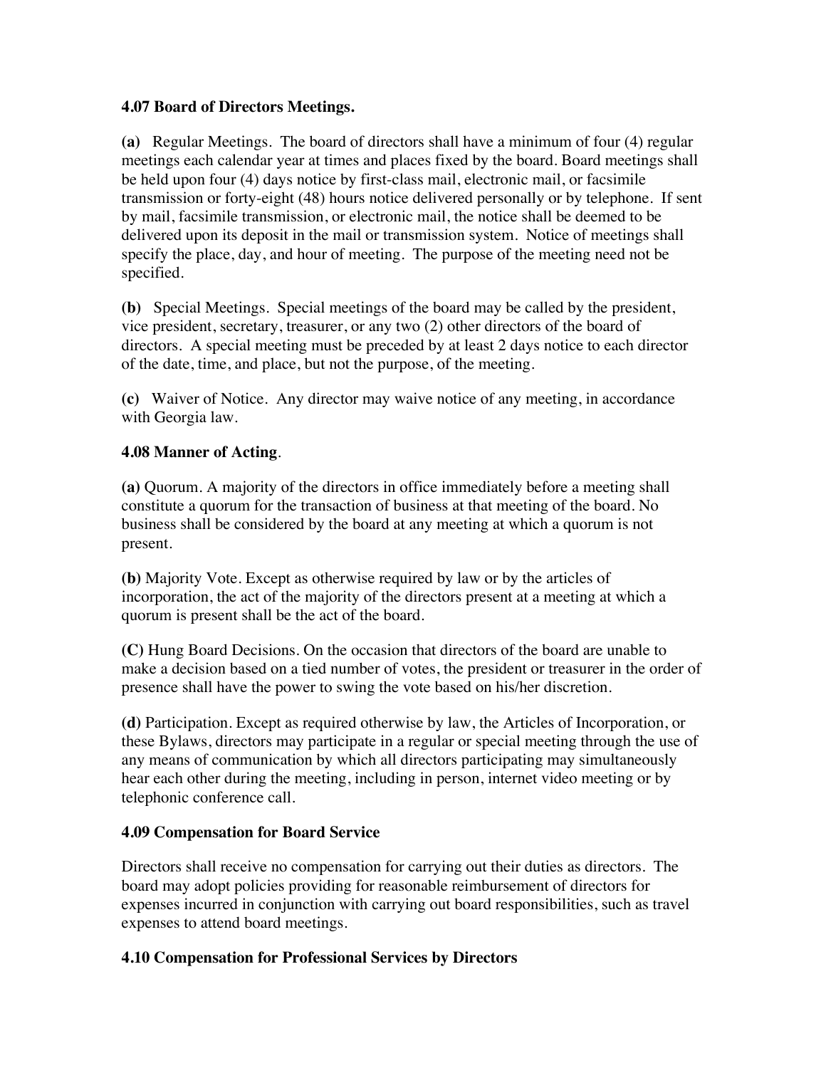**4.07 Board of Directors Meetings.**

**(a)** Regular Meetings. The board of directors shall have a minimum of four (4) regular meetings each calendar year at times and places fixed by the board. Board meetings shall be held upon four (4) days notice by first-class mail, electronic mail, or facsimile transmission or forty-eight (48) hours notice delivered personally or by telephone. If sent by mail, facsimile transmission, or electronic mail, the notice shall be deemed to be delivered upon its deposit in the mail or transmission system. Notice of meetings shall specify the place, day, and hour of meeting. The purpose of the meeting need not be specified.

**(b)** Special Meetings. Special meetings of the board may be called by the president, vice president, secretary, treasurer, or any two (2) other directors of the board of directors. A special meeting must be preceded by at least 2 days notice to each director of the date, time, and place, but not the purpose, of the meeting.

**(c)** Waiver of Notice. Any director may waive notice of any meeting, in accordance with Georgia law.

**4.08 Manner of Acting**.

**(a)** Quorum. A majority of the directors in office immediately before a meeting shall constitute a quorum for the transaction of business at that meeting of the board. No business shall be considered by the board at any meeting at which a quorum is not present.

**(b)** Majority Vote. Except as otherwise required by law or by the articles of incorporation, the act of the majority of the directors present at a meeting at which a quorum is present shall be the act of the board.

**(C)** Hung Board Decisions. On the occasion that directors of the board are unable to make a decision based on a tied number of votes, the president or treasurer in the order of presence shall have the power to swing the vote based on his/her discretion.

**(d)** Participation. Except as required otherwise by law, the Articles of Incorporation, or these Bylaws, directors may participate in a regular or special meeting through the use of any means of communication by which all directors participating may simultaneously hear each other during the meeting, including in person, internet video meeting or by telephonic conference call.

**4.09 Compensation for Board Service**

Directors shall receive no compensation for carrying out their duties as directors. The board may adopt policies providing for reasonable reimbursement of directors for expenses incurred in conjunction with carrying out board responsibilities, such as travel expenses to attend board meetings.

**4.10 Compensation for Professional Services by Directors**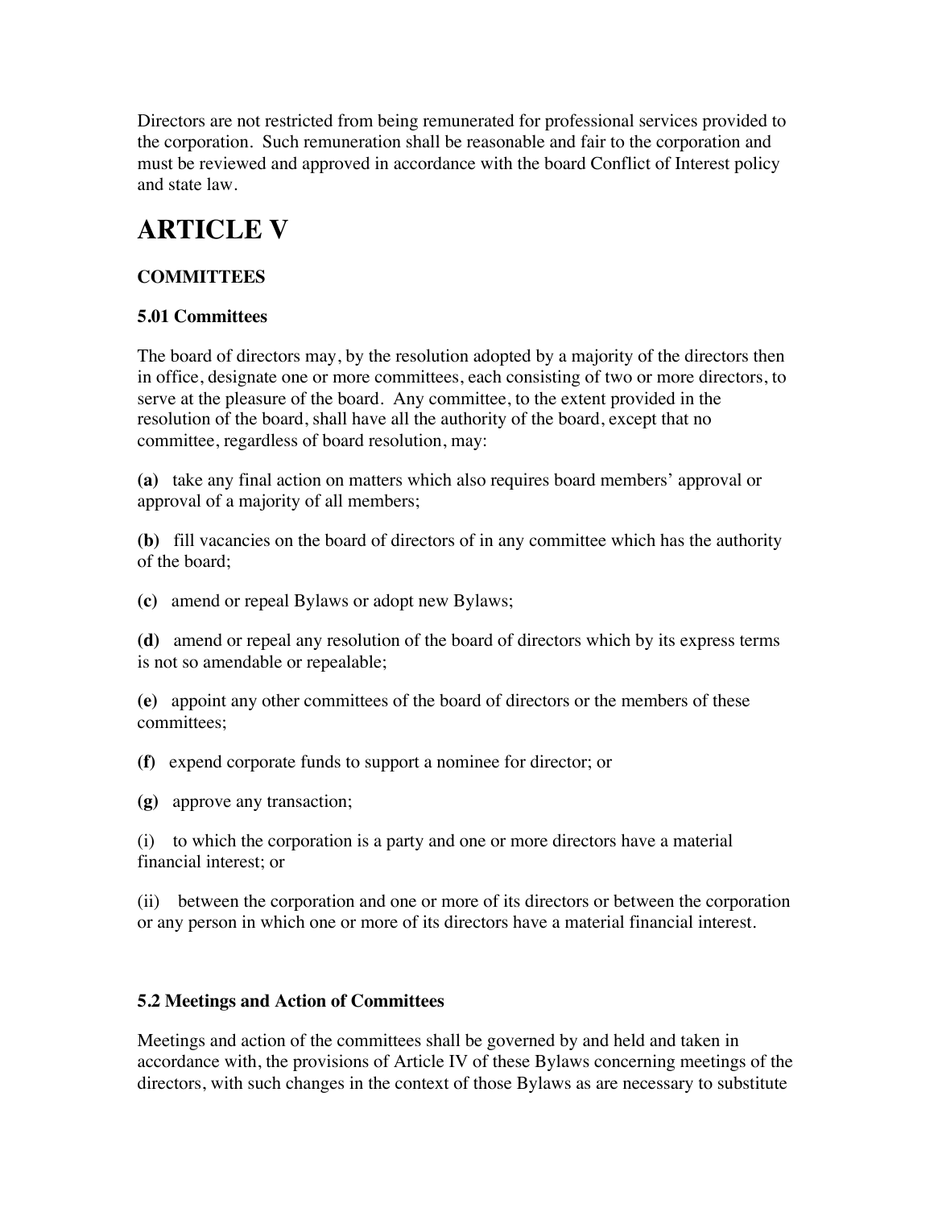Directors are not restricted from being remunerated for professional services provided to the corporation. Such remuneration shall be reasonable and fair to the corporation and must be reviewed and approved in accordance with the board Conflict of Interest policy and state law.

# ARTICLE V

### COMMITTEES

### 5.01 Committees

The board of directors may, by the resolution adopted by a majority of the directors then in office, designate one or more committees, each consisting of two or more directors, to serve at the pleasure of the board. Any committee, to the extent provided in the resolution of the board, shall have all the authority of the board, except that no committee, regardless of board resolution, may:

**(a)** take any final action on matters which also requires board members' approval or approval of a majority of all members;

**(b)** fill vacancies on the board of directors of in any committee which has the authority of the board;

**(c)** amend or repeal Bylaws or adopt new Bylaws;

**(d)** amend or repeal any resolution of the board of directors which by its express terms is not so amendable or repealable;

**(e)** appoint any other committees of the board of directors or the members of these committees;

**(f)** expend corporate funds to support a nominee for director; or

**(g)** approve any transaction;

(i) to which the corporation is a party and one or more directors have a material financial interest; or

(ii) between the corporation and one or more of its directors or between the corporation or any person in which one or more of its directors have a material financial interest.

### 5.2 Meetings and Action of Committees

Meetings and action of the committees shall be governed by and held and taken in accordance with, the provisions of Article IV of these Bylaws concerning meetings of the directors, with such changes in the context of those Bylaws as are necessary to substitute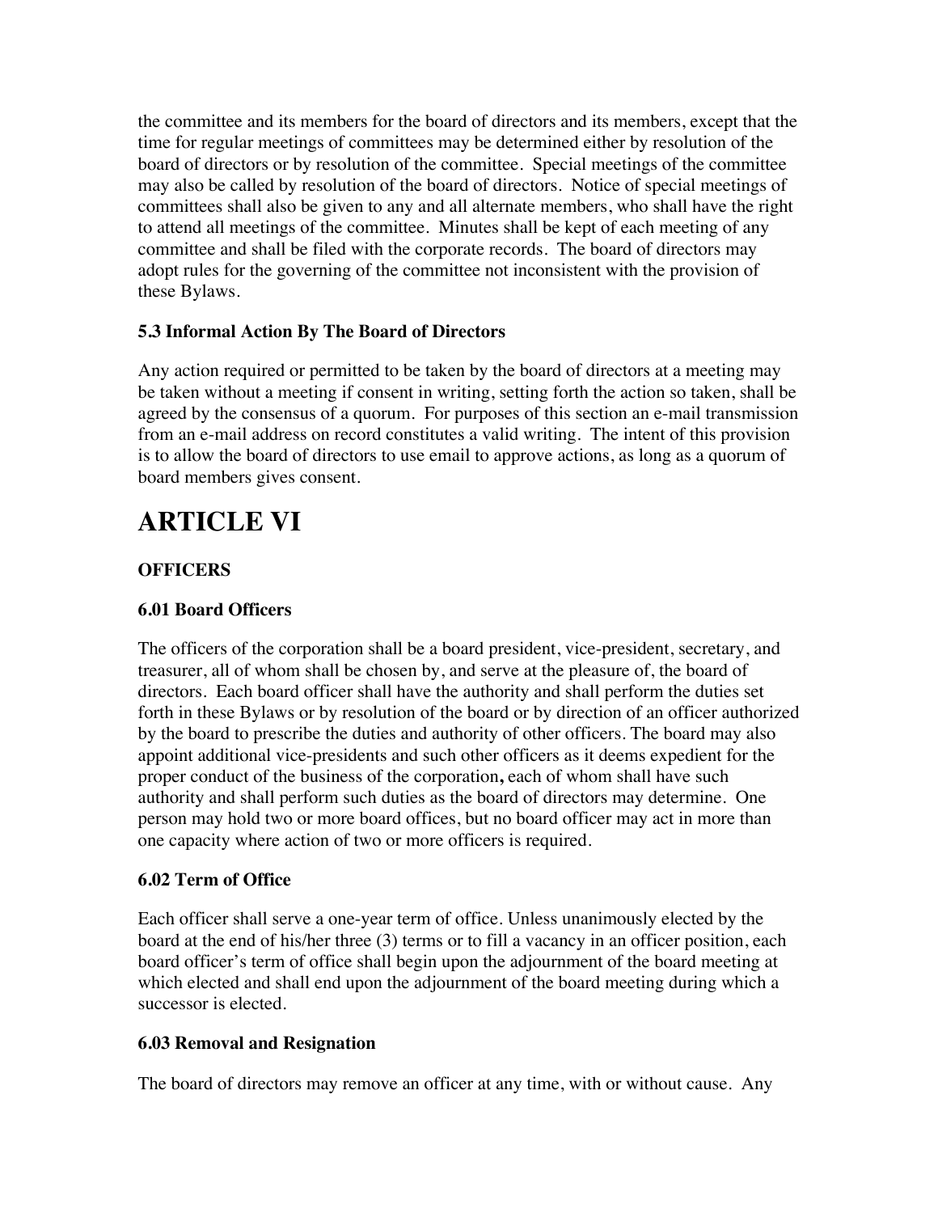the committee and its members for the board of directors and its members, except that the time for regular meetings of committees may be determined either by resolution of the board of directors or by resolution of the committee. Special meetings of the committee may also be called by resolution of the board of directors. Notice of special meetings of committees shall also be given to any and all alternate members, who shall have the right to attend all meetings of the committee. Minutes shall be kept of each meeting of any committee and shall be filed with the corporate records. The board of directors may adopt rules for the governing of the committee not inconsistent with the provision of these Bylaws.

### 5.3 Informal Action By The Board of Directors

Any action required or permitted to be taken by the board of directors at a meeting may be taken without a meeting if consent in writing, setting forth the action so taken, shall be agreed by the consensus of a quorum. For purposes of this section an e-mail transmission from an e-mail address on record constitutes a valid writing. The intent of this provision is to allow the board of directors to use email to approve actions, as long as a quorum of board members gives consent.

# ARTICLE VI

### OFFICERS

### 6.01 Board Officers

The officers of the corporation shall be a board president, vice-president, secretary, and treasurer, all of whom shall be chosen by, and serve at the pleasure of, the board of directors. Each board officer shall have the authority and shall perform the duties set forth in these Bylaws or by resolution of the board or by direction of an officer authorized by the board to prescribe the duties and authority of other officers. The board may also appoint additional vice-presidents and such other officers as it deems expedient for the proper conduct of the business of the corporation**,** each of whom shall have such authority and shall perform such duties as the board of directors may determine. One person may hold two or more board offices, but no board officer may act in more than one capacity where action of two or more officers is required.

### 6.02 Term of Office

Each officer shall serve a one-year term of office. Unless unanimously elected by the board at the end of his/her three (3) terms or to fill a vacancy in an officer position, each board officer's term of office shall begin upon the adjournment of the board meeting at which elected and shall end upon the adjournment of the board meeting during which a successor is elected.

### 6.03 Removal and Resignation

The board of directors may remove an officer at any time, with or without cause. Any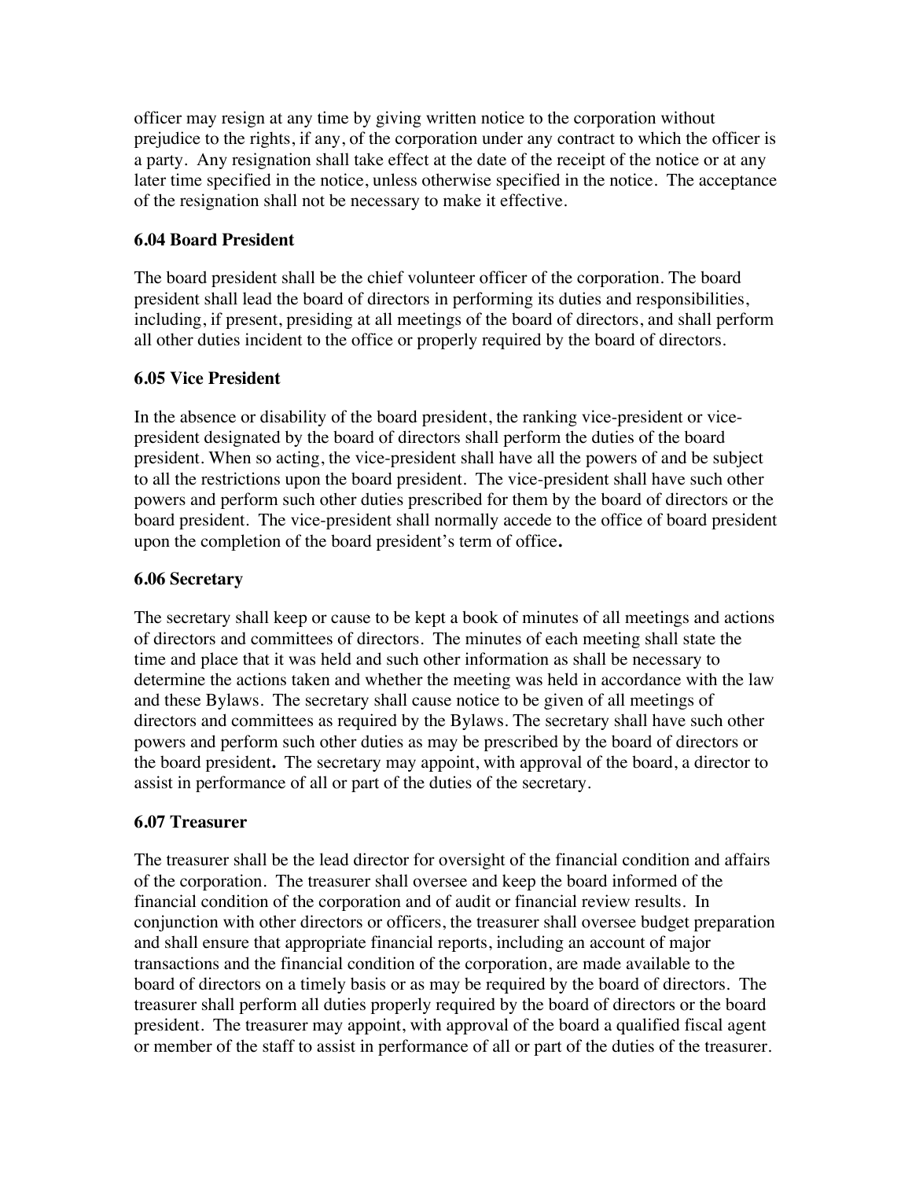officer may resign at any time by giving written notice to the corporation without prejudice to the rights, if any, of the corporation under any contract to which the officer is a party. Any resignation shall take effect at the date of the receipt of the notice or at any later time specified in the notice, unless otherwise specified in the notice. The acceptance of the resignation shall not be necessary to make it effective.

### 6.04 Board President

The board president shall be the chief volunteer officer of the corporation. The board president shall lead the board of directors in performing its duties and responsibilities, including, if present, presiding at all meetings of the board of directors, and shall perform all other duties incident to the office or properly required by the board of directors.

### 6.05 Vice President

In the absence or disability of the board president, the ranking vice-president or vice-president designated by the board of directors shall perform the duties of the board president. When so acting, the vice-president shall have all the powers of and be subject to all the restrictions upon the board president. The vice-president shall have such other powers and perform such other duties prescribed for them by the board of directors or the board president. The vice-president shall normally accede to the office of board president upon the completion of the board president's term of office**.**

### 6.06 Secretary

The secretary shall keep or cause to be kept a book of minutes of all meetings and actions of directors and committees of directors. The minutes of each meeting shall state the time and place that it was held and such other information as shall be necessary to determine the actions taken and whether the meeting was held in accordance with the law and these Bylaws. The secretary shall cause notice to be given of all meetings of directors and committees as required by the Bylaws. The secretary shall have such other powers and perform such other duties as may be prescribed by the board of directors or the board president**.** The secretary may appoint, with approval of the board, a director to assist in performance of all or part of the duties of the secretary.

### 6.07 Treasurer

The treasurer shall be the lead director for oversight of the financial condition and affairs of the corporation. The treasurer shall oversee and keep the board informed of the financial condition of the corporation and of audit or financial review results. In conjunction with other directors or officers, the treasurer shall oversee budget preparation and shall ensure that appropriate financial reports, including an account of major transactions and the financial condition of the corporation, are made available to the board of directors on a timely basis or as may be required by the board of directors. The treasurer shall perform all duties properly required by the board of directors or the board president. The treasurer may appoint, with approval of the board a qualified fiscal agent or member of the staff to assist in performance of all or part of the duties of the treasurer.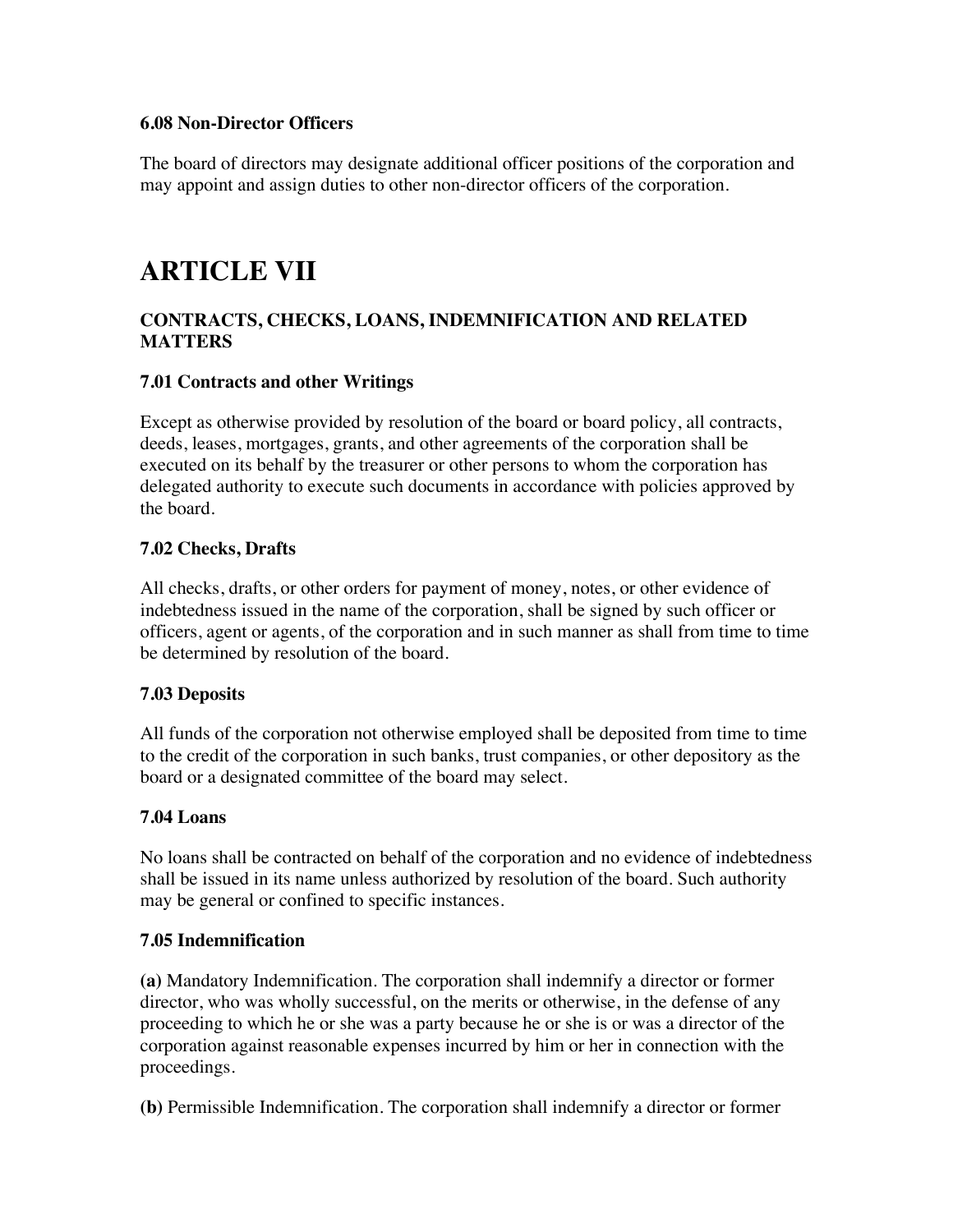### 6.08 Non-Director Officers

The board of directors may designate additional officer positions of the corporation and may appoint and assign duties to other non-director officers of the corporation.

# ARTICLE VII

### CONTRACTS, CHECKS, LOANS, INDEMNIFICATION AND RELATED MATTERS

### 7.01 Contracts and other Writings

Except as otherwise provided by resolution of the board or board policy, all contracts, deeds, leases, mortgages, grants, and other agreements of the corporation shall be executed on its behalf by the treasurer or other persons to whom the corporation has delegated authority to execute such documents in accordance with policies approved by the board.

### 7.02 Checks, Drafts

All checks, drafts, or other orders for payment of money, notes, or other evidence of indebtedness issued in the name of the corporation, shall be signed by such officer or officers, agent or agents, of the corporation and in such manner as shall from time to time be determined by resolution of the board.

### 7.03 Deposits

All funds of the corporation not otherwise employed shall be deposited from time to time to the credit of the corporation in such banks, trust companies, or other depository as the board or a designated committee of the board may select.

### 7.04 Loans

No loans shall be contracted on behalf of the corporation and no evidence of indebtedness shall be issued in its name unless authorized by resolution of the board. Such authority may be general or confined to specific instances.

### 7.05 Indemnification

**(a)** Mandatory Indemnification. The corporation shall indemnify a director or former director, who was wholly successful, on the merits or otherwise, in the defense of any proceeding to which he or she was a party because he or she is or was a director of the corporation against reasonable expenses incurred by him or her in connection with the proceedings.

**(b)** Permissible Indemnification. The corporation shall indemnify a director or former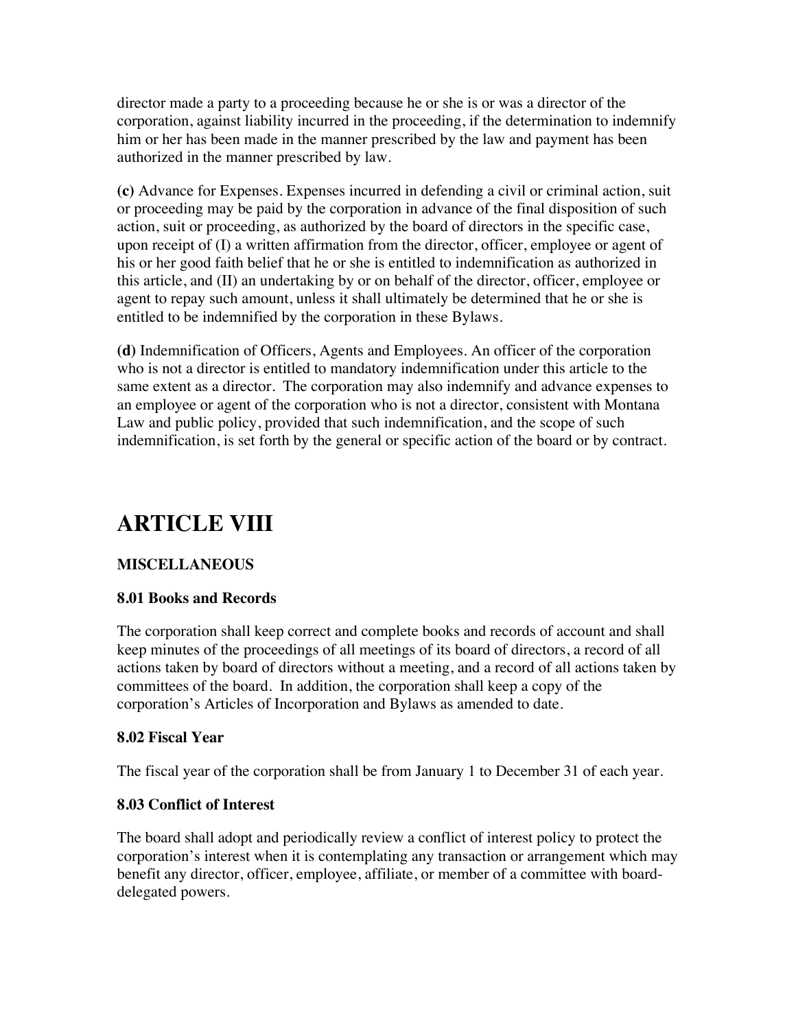director made a party to a proceeding because he or she is or was a director of the corporation, against liability incurred in the proceeding, if the determination to indemnify him or her has been made in the manner prescribed by the law and payment has been authorized in the manner prescribed by law.

**(c)** Advance for Expenses. Expenses incurred in defending a civil or criminal action, suit or proceeding may be paid by the corporation in advance of the final disposition of such action, suit or proceeding, as authorized by the board of directors in the specific case, upon receipt of (I) a written affirmation from the director, officer, employee or agent of his or her good faith belief that he or she is entitled to indemnification as authorized in this article, and (II) an undertaking by or on behalf of the director, officer, employee or agent to repay such amount, unless it shall ultimately be determined that he or she is entitled to be indemnified by the corporation in these Bylaws.

**(d)** Indemnification of Officers, Agents and Employees. An officer of the corporation who is not a director is entitled to mandatory indemnification under this article to the same extent as a director. The corporation may also indemnify and advance expenses to an employee or agent of the corporation who is not a director, consistent with Montana Law and public policy, provided that such indemnification, and the scope of such indemnification, is set forth by the general or specific action of the board or by contract.

# ARTICLE VIII

**MISCELLANEOUS**

**8.01 Books and Records**

The corporation shall keep correct and complete books and records of account and shall keep minutes of the proceedings of all meetings of its board of directors, a record of all actions taken by board of directors without a meeting, and a record of all actions taken by committees of the board. In addition, the corporation shall keep a copy of the corporation's Articles of Incorporation and Bylaws as amended to date.

**8.02 Fiscal Year**

The fiscal year of the corporation shall be from January 1 to December 31 of each year.

**8.03 Conflict of Interest**

The board shall adopt and periodically review a conflict of interest policy to protect the corporation's interest when it is contemplating any transaction or arrangement which may benefit any director, officer, employee, affiliate, or member of a committee with board-delegated powers.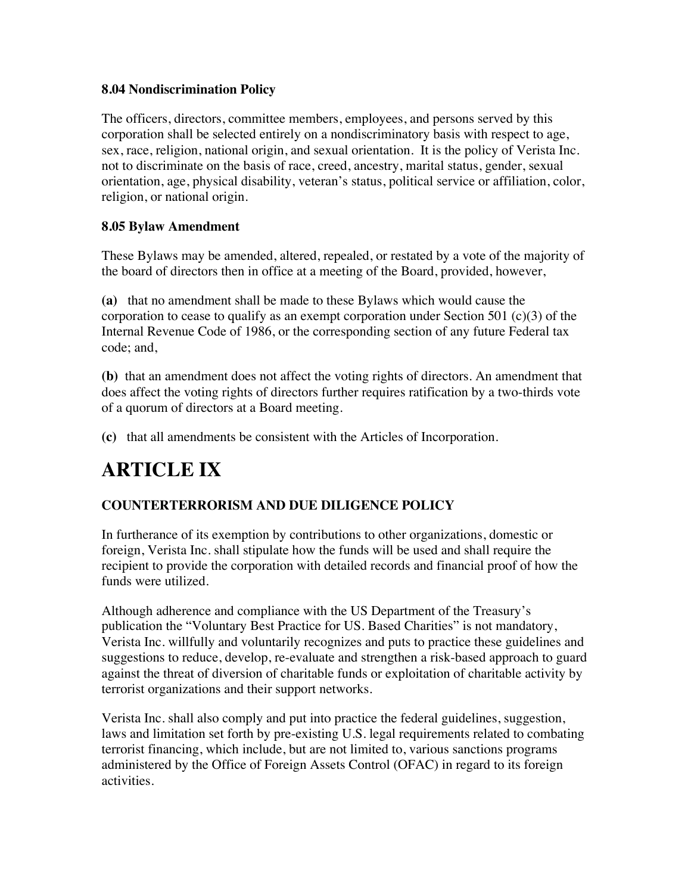**8.04 Nondiscrimination Policy**

The officers, directors, committee members, employees, and persons served by this corporation shall be selected entirely on a nondiscriminatory basis with respect to age, sex, race, religion, national origin, and sexual orientation. It is the policy of Verista Inc. not to discriminate on the basis of race, creed, ancestry, marital status, gender, sexual orientation, age, physical disability, veteran's status, political service or affiliation, color, religion, or national origin.

**8.05 Bylaw Amendment**

These Bylaws may be amended, altered, repealed, or restated by a vote of the majority of the board of directors then in office at a meeting of the Board, provided, however,

**(a)** that no amendment shall be made to these Bylaws which would cause the corporation to cease to qualify as an exempt corporation under Section 501 (c)(3) of the Internal Revenue Code of 1986, or the corresponding section of any future Federal tax code; and,

**(b)** that an amendment does not affect the voting rights of directors. An amendment that does affect the voting rights of directors further requires ratification by a two-thirds vote of a quorum of directors at a Board meeting.

**(c)** that all amendments be consistent with the Articles of Incorporation.

# ARTICLE IX

**COUNTERTERRORISM AND DUE DILIGENCE POLICY**

In furtherance of its exemption by contributions to other organizations, domestic or foreign, Verista Inc. shall stipulate how the funds will be used and shall require the recipient to provide the corporation with detailed records and financial proof of how the funds were utilized.

Although adherence and compliance with the US Department of the Treasury's publication the "Voluntary Best Practice for US. Based Charities" is not mandatory, Verista Inc. willfully and voluntarily recognizes and puts to practice these guidelines and suggestions to reduce, develop, re-evaluate and strengthen a risk-based approach to guard against the threat of diversion of charitable funds or exploitation of charitable activity by terrorist organizations and their support networks.

Verista Inc. shall also comply and put into practice the federal guidelines, suggestion, laws and limitation set forth by pre-existing U.S. legal requirements related to combating terrorist financing, which include, but are not limited to, various sanctions programs administered by the Office of Foreign Assets Control (OFAC) in regard to its foreign activities.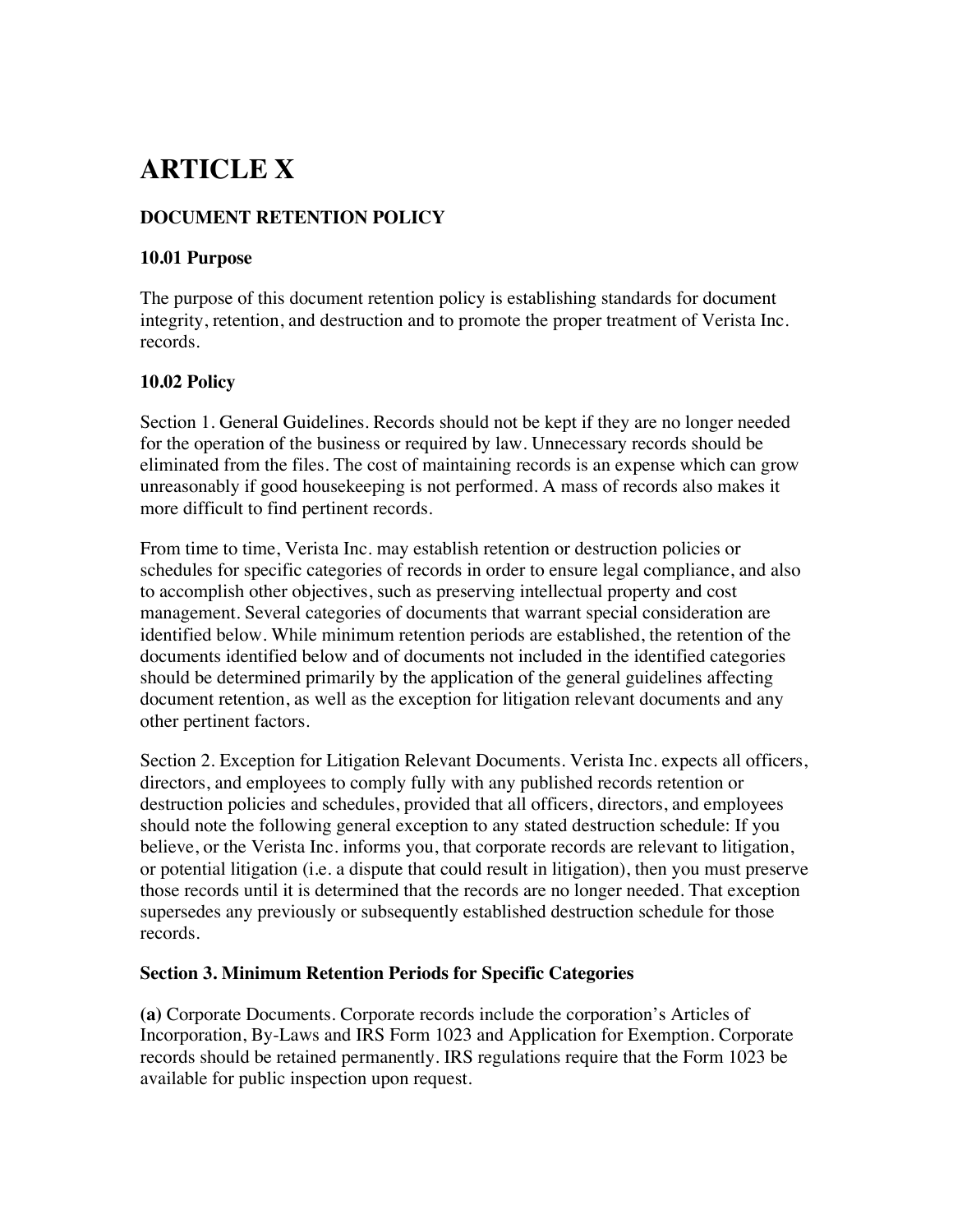# ARTICLE X

### DOCUMENT RETENTION POLICY

### 10.01 Purpose

The purpose of this document retention policy is establishing standards for document integrity, retention, and destruction and to promote the proper treatment of Verista Inc. records.

### 10.02 Policy

Section 1. General Guidelines. Records should not be kept if they are no longer needed for the operation of the business or required by law. Unnecessary records should be eliminated from the files. The cost of maintaining records is an expense which can grow unreasonably if good housekeeping is not performed. A mass of records also makes it more difficult to find pertinent records.

From time to time, Verista Inc. may establish retention or destruction policies or schedules for specific categories of records in order to ensure legal compliance, and also to accomplish other objectives, such as preserving intellectual property and cost management. Several categories of documents that warrant special consideration are identified below. While minimum retention periods are established, the retention of the documents identified below and of documents not included in the identified categories should be determined primarily by the application of the general guidelines affecting document retention, as well as the exception for litigation relevant documents and any other pertinent factors.

Section 2. Exception for Litigation Relevant Documents. Verista Inc. expects all officers, directors, and employees to comply fully with any published records retention or destruction policies and schedules, provided that all officers, directors, and employees should note the following general exception to any stated destruction schedule: If you believe, or the Verista Inc. informs you, that corporate records are relevant to litigation, or potential litigation (i.e. a dispute that could result in litigation), then you must preserve those records until it is determined that the records are no longer needed. That exception supersedes any previously or subsequently established destruction schedule for those records.

**Section 3. Minimum Retention Periods for Specific Categories**

**(a)** Corporate Documents. Corporate records include the corporation's Articles of Incorporation, By-Laws and IRS Form 1023 and Application for Exemption. Corporate records should be retained permanently. IRS regulations require that the Form 1023 be available for public inspection upon request.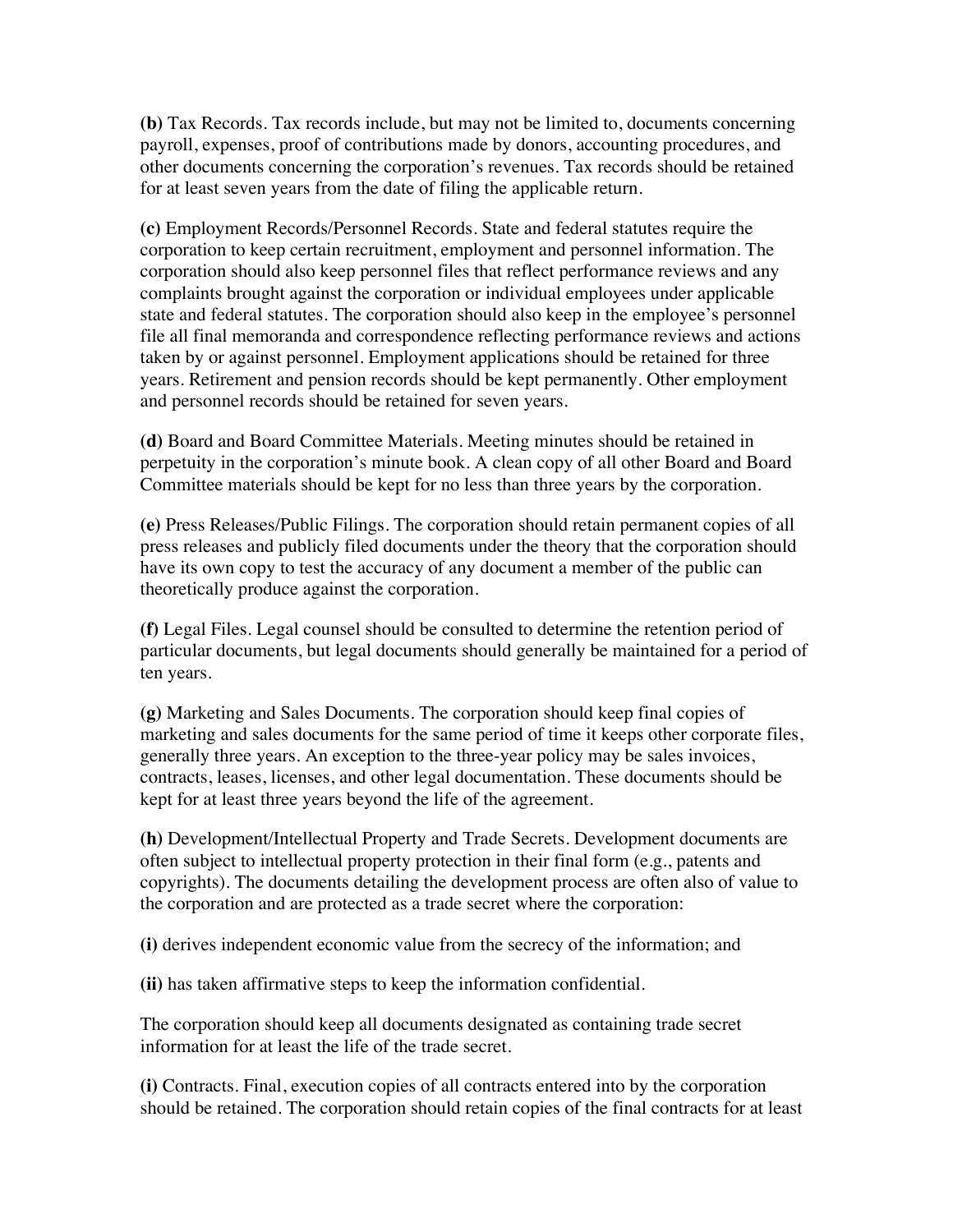**(b)** Tax Records. Tax records include, but may not be limited to, documents concerning payroll, expenses, proof of contributions made by donors, accounting procedures, and other documents concerning the corporation's revenues. Tax records should be retained for at least seven years from the date of filing the applicable return.

**(c)** Employment Records/Personnel Records. State and federal statutes require the corporation to keep certain recruitment, employment and personnel information. The corporation should also keep personnel files that reflect performance reviews and any complaints brought against the corporation or individual employees under applicable state and federal statutes. The corporation should also keep in the employee's personnel file all final memoranda and correspondence reflecting performance reviews and actions taken by or against personnel. Employment applications should be retained for three years. Retirement and pension records should be kept permanently. Other employment and personnel records should be retained for seven years.

**(d)** Board and Board Committee Materials. Meeting minutes should be retained in perpetuity in the corporation's minute book. A clean copy of all other Board and Board Committee materials should be kept for no less than three years by the corporation.

**(e)** Press Releases/Public Filings. The corporation should retain permanent copies of all press releases and publicly filed documents under the theory that the corporation should have its own copy to test the accuracy of any document a member of the public can theoretically produce against the corporation.

**(f)** Legal Files. Legal counsel should be consulted to determine the retention period of particular documents, but legal documents should generally be maintained for a period of ten years.

**(g)** Marketing and Sales Documents. The corporation should keep final copies of marketing and sales documents for the same period of time it keeps other corporate files, generally three years. An exception to the three-year policy may be sales invoices, contracts, leases, licenses, and other legal documentation. These documents should be kept for at least three years beyond the life of the agreement.

**(h)** Development/Intellectual Property and Trade Secrets. Development documents are often subject to intellectual property protection in their final form (e.g., patents and copyrights). The documents detailing the development process are often also of value to the corporation and are protected as a trade secret where the corporation:

**(i)** derives independent economic value from the secrecy of the information; and

**(ii)** has taken affirmative steps to keep the information confidential.

The corporation should keep all documents designated as containing trade secret information for at least the life of the trade secret.

**(i)** Contracts. Final, execution copies of all contracts entered into by the corporation should be retained. The corporation should retain copies of the final contracts for at least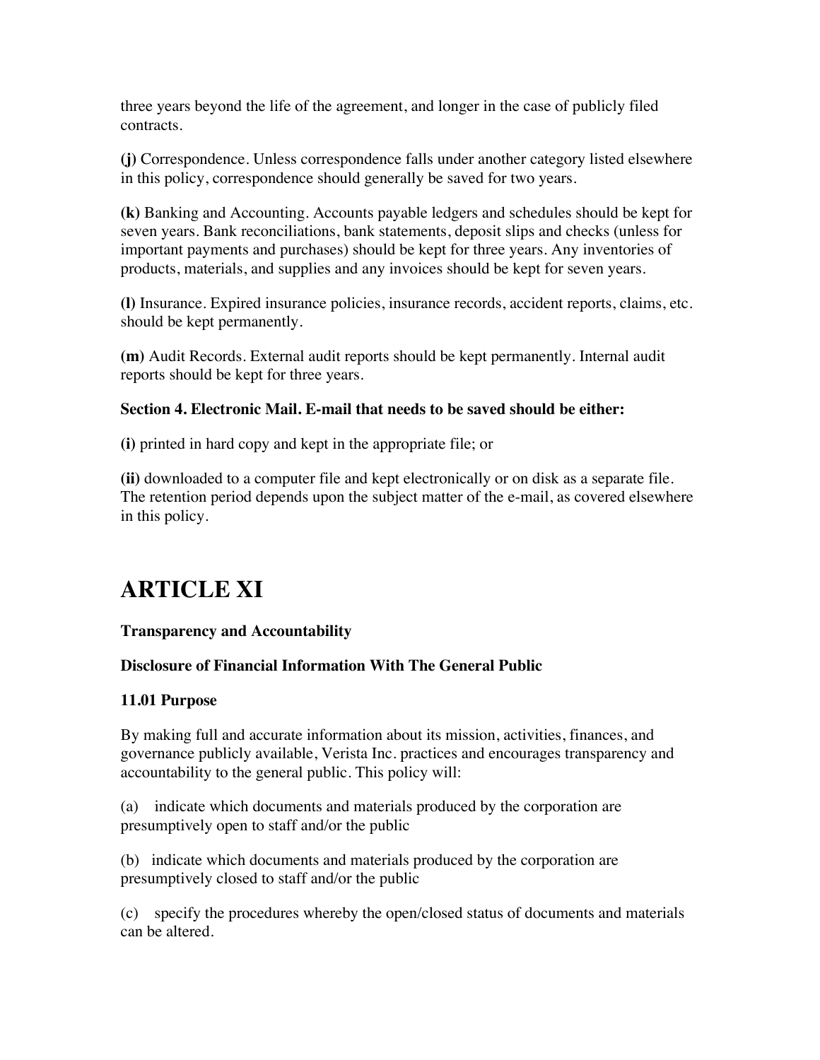three years beyond the life of the agreement, and longer in the case of publicly filed contracts.

**(j)** Correspondence. Unless correspondence falls under another category listed elsewhere in this policy, correspondence should generally be saved for two years.

**(k)** Banking and Accounting. Accounts payable ledgers and schedules should be kept for seven years. Bank reconciliations, bank statements, deposit slips and checks (unless for important payments and purchases) should be kept for three years. Any inventories of products, materials, and supplies and any invoices should be kept for seven years.

**(l)** Insurance. Expired insurance policies, insurance records, accident reports, claims, etc. should be kept permanently.

**(m)** Audit Records. External audit reports should be kept permanently. Internal audit reports should be kept for three years.

**Section 4. Electronic Mail. E-mail that needs to be saved should be either:**

**(i)** printed in hard copy and kept in the appropriate file; or

**(ii)** downloaded to a computer file and kept electronically or on disk as a separate file. The retention period depends upon the subject matter of the e-mail, as covered elsewhere in this policy.

# ARTICLE XI

**Transparency and Accountability**

**Disclosure of Financial Information With The General Public**

**11.01 Purpose**

By making full and accurate information about its mission, activities, finances, and governance publicly available, Verista Inc. practices and encourages transparency and accountability to the general public. This policy will:

(a) indicate which documents and materials produced by the corporation are presumptively open to staff and/or the public

(b) indicate which documents and materials produced by the corporation are presumptively closed to staff and/or the public

(c) specify the procedures whereby the open/closed status of documents and materials can be altered.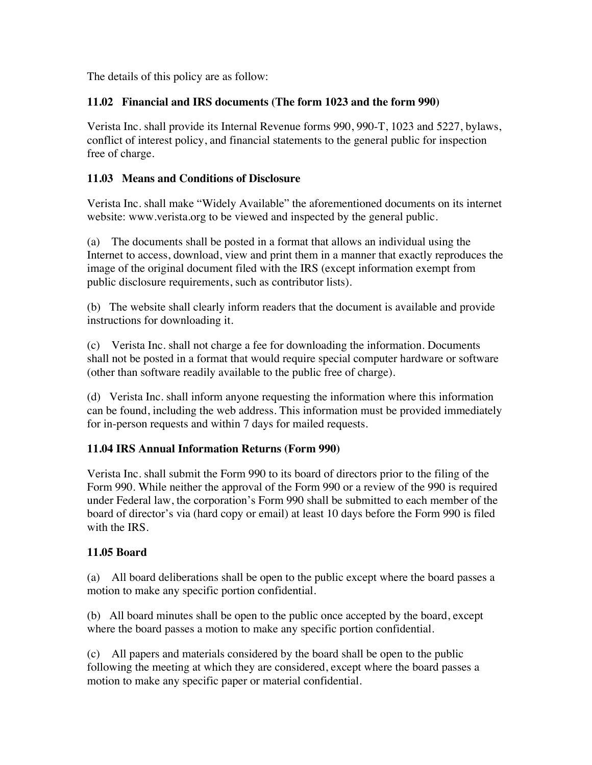The details of this policy are as follow:

### 11.02 Financial and IRS documents (The form 1023 and the form 990)

Verista Inc. shall provide its Internal Revenue forms 990, 990-T, 1023 and 5227, bylaws, conflict of interest policy, and financial statements to the general public for inspection free of charge.

### 11.03 Means and Conditions of Disclosure

Verista Inc. shall make "Widely Available" the aforementioned documents on its internet website: www.verista.org to be viewed and inspected by the general public.

(a) The documents shall be posted in a format that allows an individual using the Internet to access, download, view and print them in a manner that exactly reproduces the image of the original document filed with the IRS (except information exempt from public disclosure requirements, such as contributor lists).

(b) The website shall clearly inform readers that the document is available and provide instructions for downloading it.

(c) Verista Inc. shall not charge a fee for downloading the information. Documents shall not be posted in a format that would require special computer hardware or software (other than software readily available to the public free of charge).

(d) Verista Inc. shall inform anyone requesting the information where this information can be found, including the web address. This information must be provided immediately for in-person requests and within 7 days for mailed requests.

### 11.04 IRS Annual Information Returns (Form 990)

Verista Inc. shall submit the Form 990 to its board of directors prior to the filing of the Form 990. While neither the approval of the Form 990 or a review of the 990 is required under Federal law, the corporation's Form 990 shall be submitted to each member of the board of director's via (hard copy or email) at least 10 days before the Form 990 is filed with the IRS.

### 11.05 Board

(a) All board deliberations shall be open to the public except where the board passes a motion to make any specific portion confidential.

(b) All board minutes shall be open to the public once accepted by the board, except where the board passes a motion to make any specific portion confidential.

(c) All papers and materials considered by the board shall be open to the public following the meeting at which they are considered, except where the board passes a motion to make any specific paper or material confidential.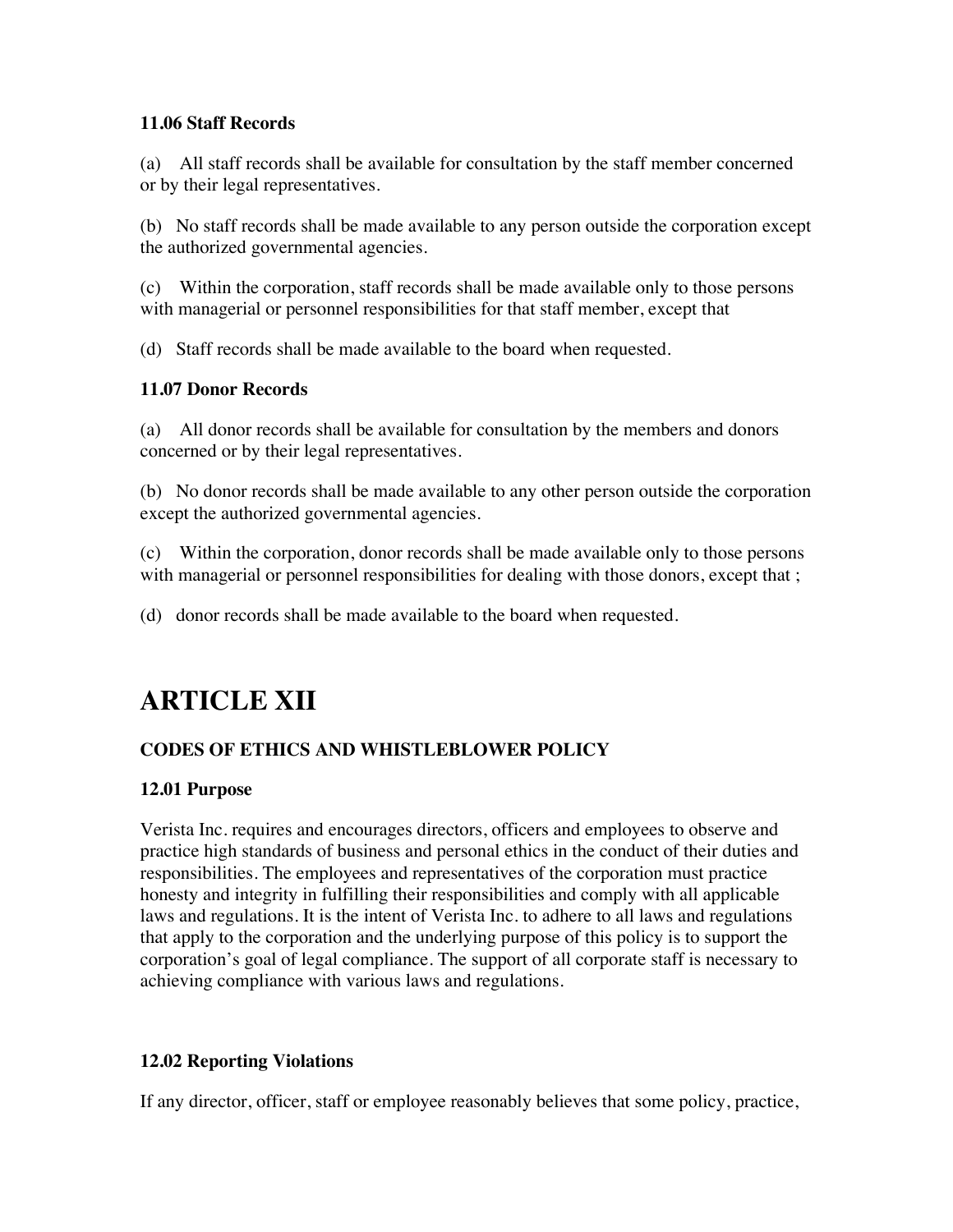### 11.06 Staff Records

(a) All staff records shall be available for consultation by the staff member concerned or by their legal representatives.

(b) No staff records shall be made available to any person outside the corporation except the authorized governmental agencies.

(c) Within the corporation, staff records shall be made available only to those persons with managerial or personnel responsibilities for that staff member, except that

(d) Staff records shall be made available to the board when requested.

### 11.07 Donor Records

(a) All donor records shall be available for consultation by the members and donors concerned or by their legal representatives.

(b) No donor records shall be made available to any other person outside the corporation except the authorized governmental agencies.

(c) Within the corporation, donor records shall be made available only to those persons with managerial or personnel responsibilities for dealing with those donors, except that ;

(d) donor records shall be made available to the board when requested.

# ARTICLE XII

### CODES OF ETHICS AND WHISTLEBLOWER POLICY

### 12.01 Purpose

Verista Inc. requires and encourages directors, officers and employees to observe and practice high standards of business and personal ethics in the conduct of their duties and responsibilities. The employees and representatives of the corporation must practice honesty and integrity in fulfilling their responsibilities and comply with all applicable laws and regulations. It is the intent of Verista Inc. to adhere to all laws and regulations that apply to the corporation and the underlying purpose of this policy is to support the corporation's goal of legal compliance. The support of all corporate staff is necessary to achieving compliance with various laws and regulations.

### 12.02 Reporting Violations

If any director, officer, staff or employee reasonably believes that some policy, practice,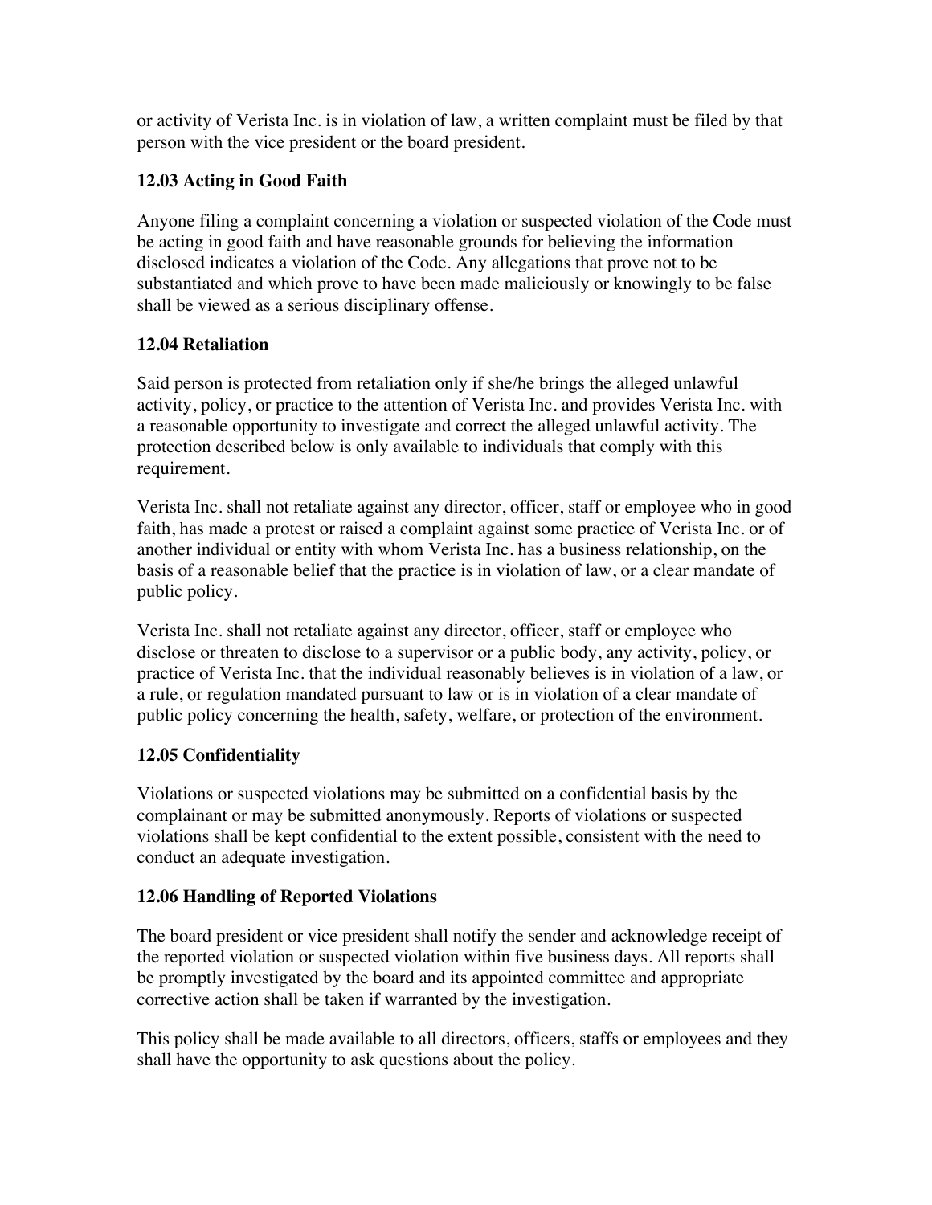or activity of Verista Inc. is in violation of law, a written complaint must be filed by that person with the vice president or the board president.

### 12.03 Acting in Good Faith

Anyone filing a complaint concerning a violation or suspected violation of the Code must be acting in good faith and have reasonable grounds for believing the information disclosed indicates a violation of the Code. Any allegations that prove not to be substantiated and which prove to have been made maliciously or knowingly to be false shall be viewed as a serious disciplinary offense.

### 12.04 Retaliation

Said person is protected from retaliation only if she/he brings the alleged unlawful activity, policy, or practice to the attention of Verista Inc. and provides Verista Inc. with a reasonable opportunity to investigate and correct the alleged unlawful activity. The protection described below is only available to individuals that comply with this requirement.

Verista Inc. shall not retaliate against any director, officer, staff or employee who in good faith, has made a protest or raised a complaint against some practice of Verista Inc. or of another individual or entity with whom Verista Inc. has a business relationship, on the basis of a reasonable belief that the practice is in violation of law, or a clear mandate of public policy.

Verista Inc. shall not retaliate against any director, officer, staff or employee who disclose or threaten to disclose to a supervisor or a public body, any activity, policy, or practice of Verista Inc. that the individual reasonably believes is in violation of a law, or a rule, or regulation mandated pursuant to law or is in violation of a clear mandate of public policy concerning the health, safety, welfare, or protection of the environment.

### 12.05 Confidentiality

Violations or suspected violations may be submitted on a confidential basis by the complainant or may be submitted anonymously. Reports of violations or suspected violations shall be kept confidential to the extent possible, consistent with the need to conduct an adequate investigation.

### 12.06 Handling of Reported Violations

The board president or vice president shall notify the sender and acknowledge receipt of the reported violation or suspected violation within five business days. All reports shall be promptly investigated by the board and its appointed committee and appropriate corrective action shall be taken if warranted by the investigation.

This policy shall be made available to all directors, officers, staffs or employees and they shall have the opportunity to ask questions about the policy.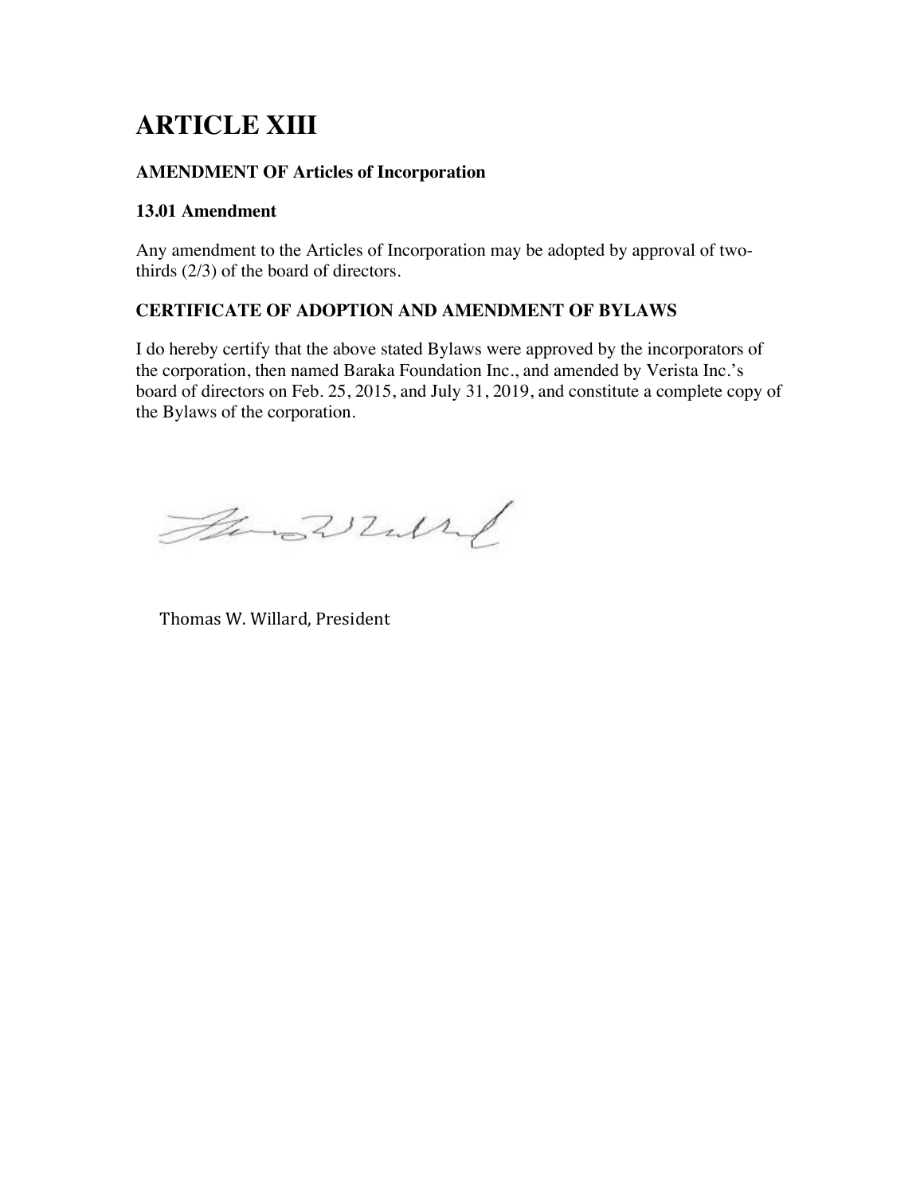# ARTICLE XIII

**AMENDMENT OF Articles of Incorporation**

**13.01 Amendment**

Any amendment to the Articles of Incorporation may be adopted by approval of two-thirds (2/3) of the board of directors.

**CERTIFICATE OF ADOPTION AND AMENDMENT OF BYLAWS**

I do hereby certify that the above stated Bylaws were approved by the incorporators of the corporation, then named Baraka Foundation Inc., and amended by Verista Inc.'s board of directors on Feb. 25, 2015, and July 31, 2019, and constitute a complete copy of the Bylaws of the corporation.

Thomas W. Willard, President